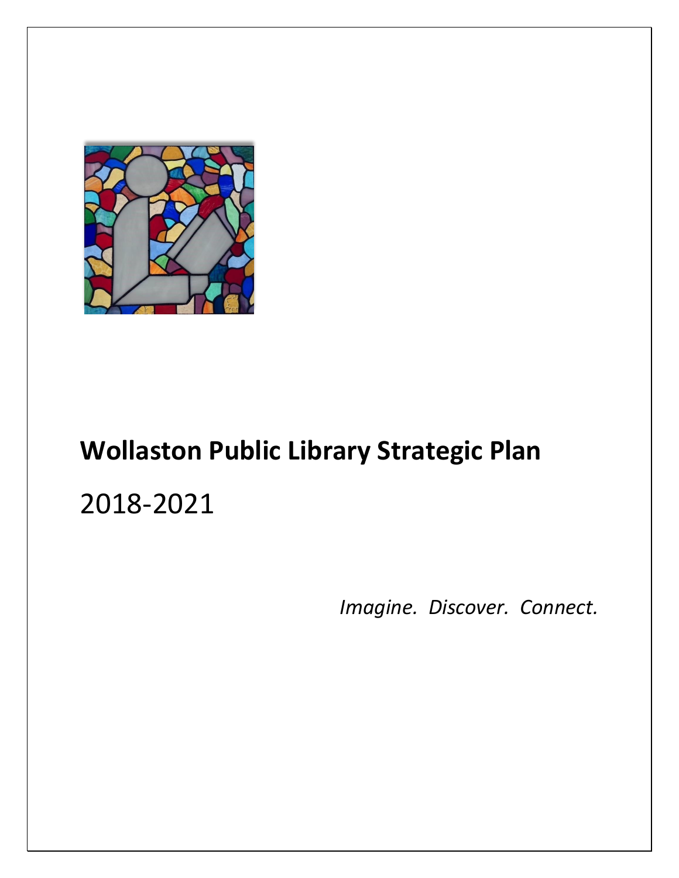# Wollaston Public Library Strategic Plan

2018-2021

*Imagine. Discover. Connect.*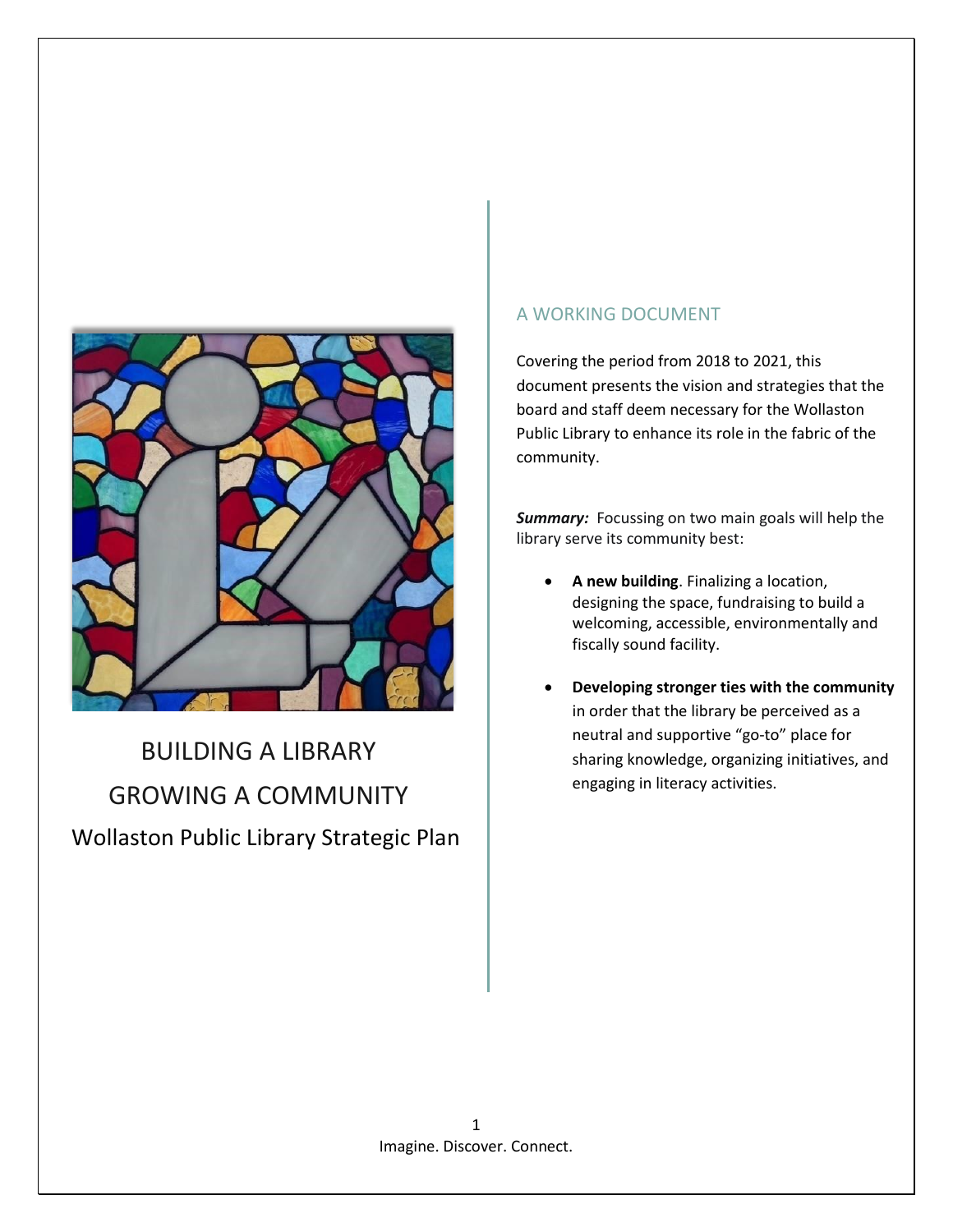# BUILDING A LIBRARY

# GROWING A COMMUNITY

Wollaston Public Library Strategic Plan

## A WORKING DOCUMENT

Covering the period from 2018 to 2021, this document presents the vision and strategies that the board and staff deem necessary for the Wollaston Public Library to enhance its role in the fabric of the community.

***Summary:*** Focussing on two main goals will help the library serve its community best:

- **A new building**. Finalizing a location, designing the space, fundraising to build a welcoming, accessible, environmentally and fiscally sound facility.
- **Developing stronger ties with the community** in order that the library be perceived as a neutral and supportive "go-to" place for sharing knowledge, organizing initiatives, and engaging in literacy activities.

Imagine. Discover. Connect.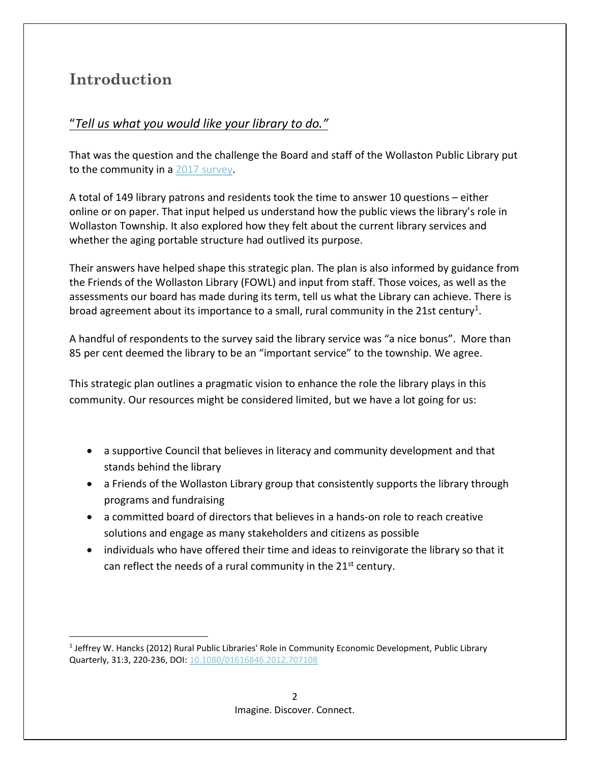# Introduction

## *"Tell us what you would like your library to do."*

That was the question and the challenge the Board and staff of the Wollaston Public Library put to the community in a 2017 survey.

A total of 149 library patrons and residents took the time to answer 10 questions – either online or on paper. That input helped us understand how the public views the library's role in Wollaston Township. It also explored how they felt about the current library services and whether the aging portable structure had outlived its purpose.

Their answers have helped shape this strategic plan. The plan is also informed by guidance from the Friends of the Wollaston Library (FOWL) and input from staff. Those voices, as well as the assessments our board has made during its term, tell us what the Library can achieve. There is broad agreement about its importance to a small, rural community in the 21st century[1].

A handful of respondents to the survey said the library service was "a nice bonus". More than 85 per cent deemed the library to be an "important service" to the township. We agree.

This strategic plan outlines a pragmatic vision to enhance the role the library plays in this community. Our resources might be considered limited, but we have a lot going for us:

- a supportive Council that believes in literacy and community development and that stands behind the library
- a Friends of the Wollaston Library group that consistently supports the library through programs and fundraising
- a committed board of directors that believes in a hands-on role to reach creative solutions and engage as many stakeholders and citizens as possible
- individuals who have offered their time and ideas to reinvigorate the library so that it can reflect the needs of a rural community in the 21st century.

[1] Jeffrey W. Hancks (2012) Rural Public Libraries' Role in Community Economic Development, Public Library Quarterly, 31:3, 220-236, DOI: 10.1080/01616846.2012.707108

Imagine. Discover. Connect.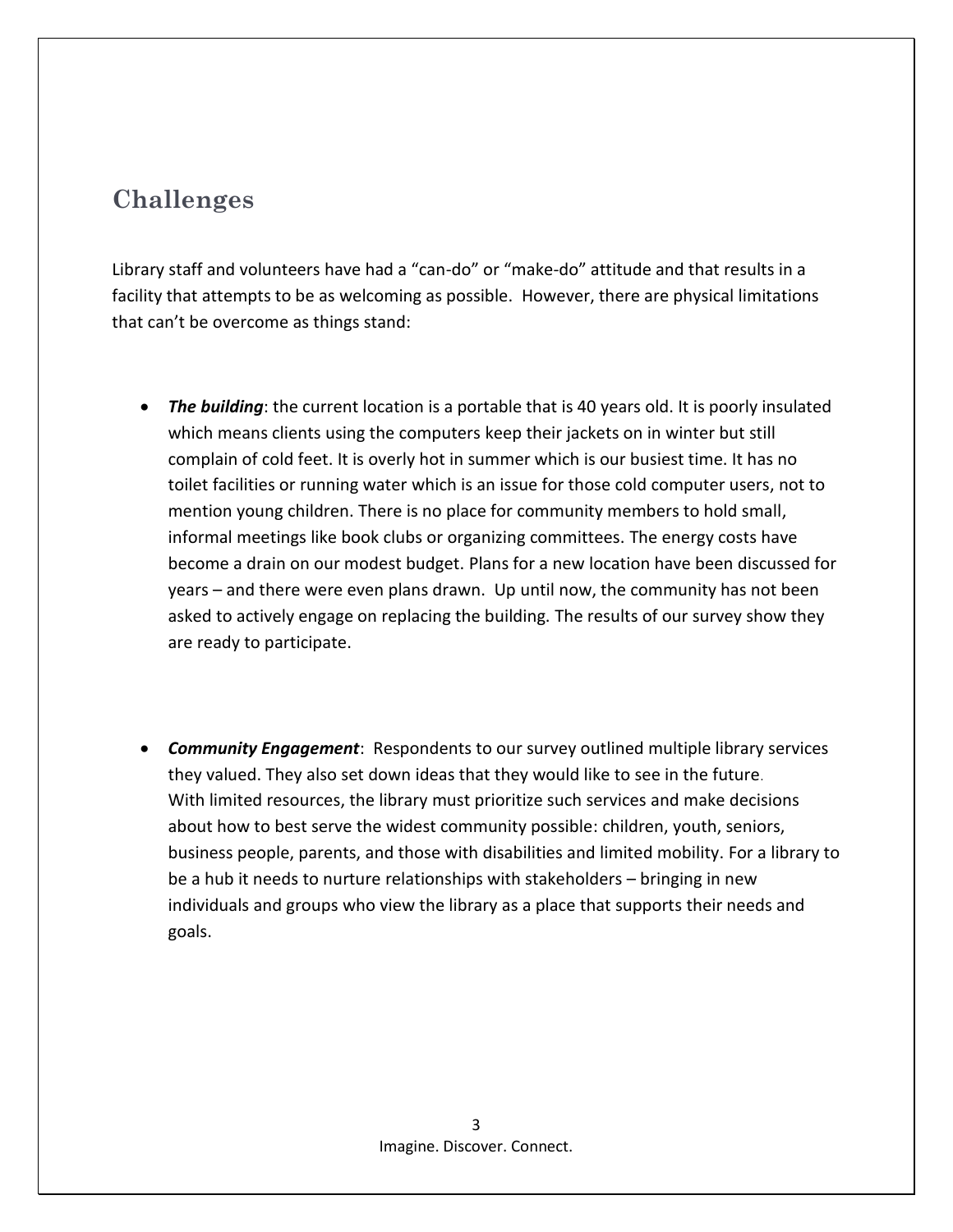## Challenges

Library staff and volunteers have had a "can-do" or "make-do" attitude and that results in a facility that attempts to be as welcoming as possible. However, there are physical limitations that can't be overcome as things stand:

- ***The building***: the current location is a portable that is 40 years old. It is poorly insulated which means clients using the computers keep their jackets on in winter but still complain of cold feet. It is overly hot in summer which is our busiest time. It has no toilet facilities or running water which is an issue for those cold computer users, not to mention young children. There is no place for community members to hold small, informal meetings like book clubs or organizing committees. The energy costs have become a drain on our modest budget. Plans for a new location have been discussed for years – and there were even plans drawn. Up until now, the community has not been asked to actively engage on replacing the building. The results of our survey show they are ready to participate.

- ***Community Engagement***: Respondents to our survey outlined multiple library services they valued. They also set down ideas that they would like to see in the future. With limited resources, the library must prioritize such services and make decisions about how to best serve the widest community possible: children, youth, seniors, business people, parents, and those with disabilities and limited mobility. For a library to be a hub it needs to nurture relationships with stakeholders – bringing in new individuals and groups who view the library as a place that supports their needs and goals.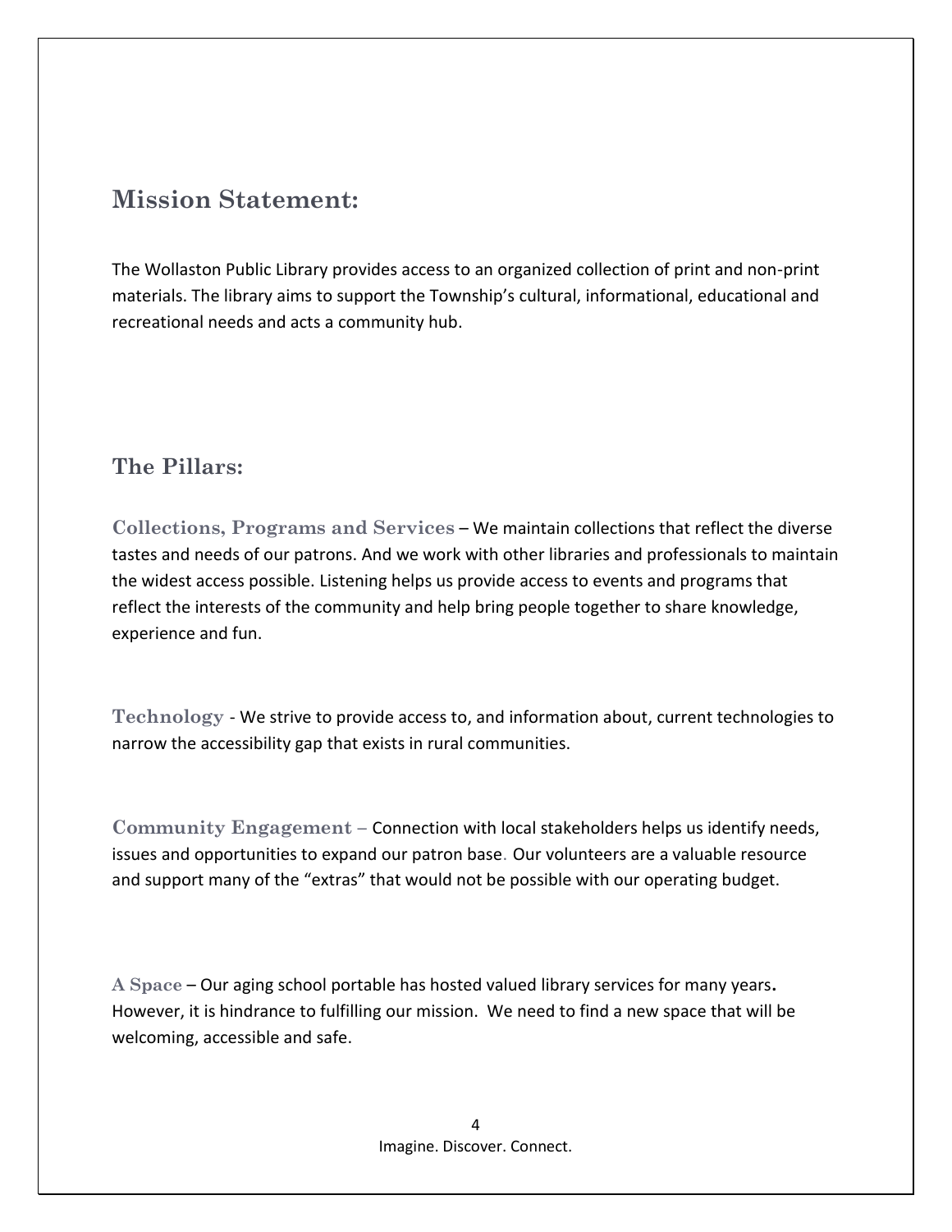## Mission Statement:

The Wollaston Public Library provides access to an organized collection of print and non-print materials. The library aims to support the Township's cultural, informational, educational and recreational needs and acts a community hub.

### The Pillars:

**Collections, Programs and Services** – We maintain collections that reflect the diverse tastes and needs of our patrons. And we work with other libraries and professionals to maintain the widest access possible. Listening helps us provide access to events and programs that reflect the interests of the community and help bring people together to share knowledge, experience and fun.

**Technology** - We strive to provide access to, and information about, current technologies to narrow the accessibility gap that exists in rural communities.

**Community Engagement** – Connection with local stakeholders helps us identify needs, issues and opportunities to expand our patron base. Our volunteers are a valuable resource and support many of the "extras" that would not be possible with our operating budget.

**A Space** – Our aging school portable has hosted valued library services for many years. However, it is hindrance to fulfilling our mission. We need to find a new space that will be welcoming, accessible and safe.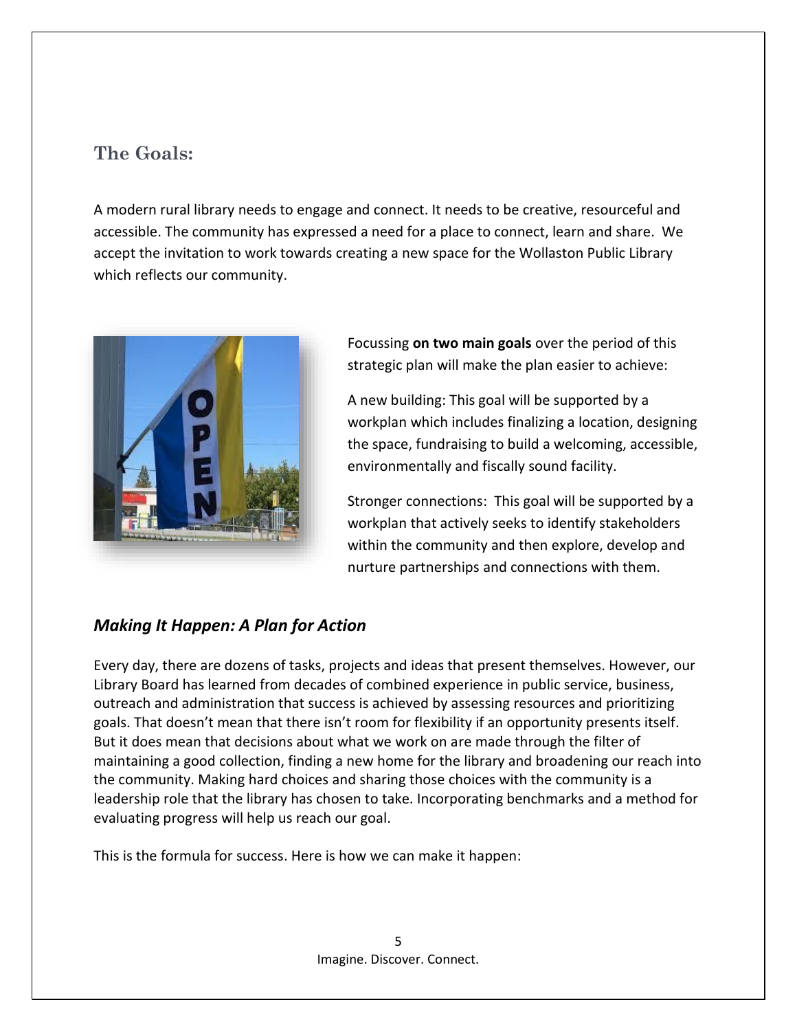## The Goals:

A modern rural library needs to engage and connect. It needs to be creative, resourceful and accessible. The community has expressed a need for a place to connect, learn and share. We accept the invitation to work towards creating a new space for the Wollaston Public Library which reflects our community.

Focussing **on two main goals** over the period of this strategic plan will make the plan easier to achieve:

A new building: This goal will be supported by a workplan which includes finalizing a location, designing the space, fundraising to build a welcoming, accessible, environmentally and fiscally sound facility.

Stronger connections: This goal will be supported by a workplan that actively seeks to identify stakeholders within the community and then explore, develop and nurture partnerships and connections with them.

### *Making It Happen: A Plan for Action*

Every day, there are dozens of tasks, projects and ideas that present themselves. However, our Library Board has learned from decades of combined experience in public service, business, outreach and administration that success is achieved by assessing resources and prioritizing goals. That doesn't mean that there isn't room for flexibility if an opportunity presents itself. But it does mean that decisions about what we work on are made through the filter of maintaining a good collection, finding a new home for the library and broadening our reach into the community. Making hard choices and sharing those choices with the community is a leadership role that the library has chosen to take. Incorporating benchmarks and a method for evaluating progress will help us reach our goal.

This is the formula for success. Here is how we can make it happen: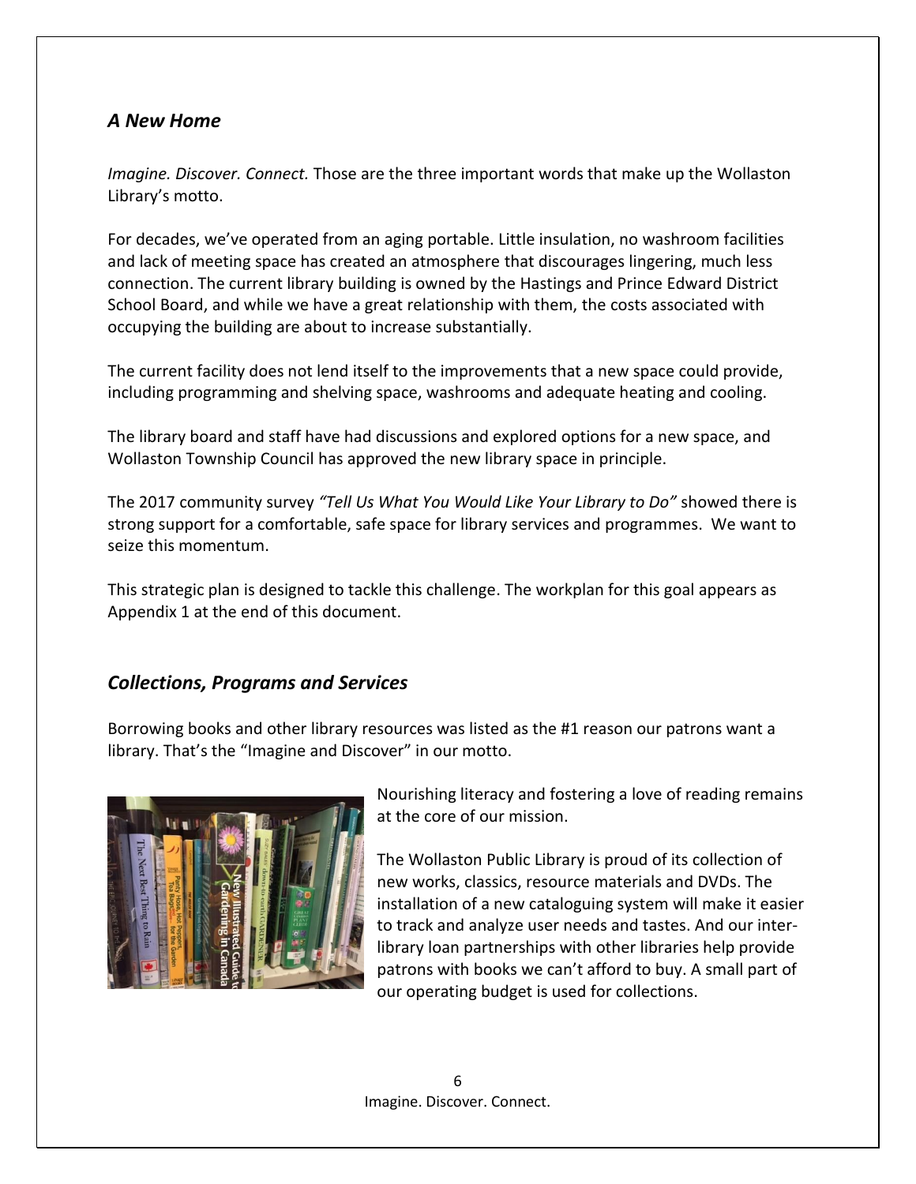## *A New Home*

*Imagine. Discover. Connect.* Those are the three important words that make up the Wollaston Library's motto.

For decades, we've operated from an aging portable. Little insulation, no washroom facilities and lack of meeting space has created an atmosphere that discourages lingering, much less connection. The current library building is owned by the Hastings and Prince Edward District School Board, and while we have a great relationship with them, the costs associated with occupying the building are about to increase substantially.

The current facility does not lend itself to the improvements that a new space could provide, including programming and shelving space, washrooms and adequate heating and cooling.

The library board and staff have had discussions and explored options for a new space, and Wollaston Township Council has approved the new library space in principle.

The 2017 community survey *"Tell Us What You Would Like Your Library to Do"* showed there is strong support for a comfortable, safe space for library services and programmes. We want to seize this momentum.

This strategic plan is designed to tackle this challenge. The workplan for this goal appears as Appendix 1 at the end of this document.

## *Collections, Programs and Services*

Borrowing books and other library resources was listed as the #1 reason our patrons want a library. That's the "Imagine and Discover" in our motto.

Nourishing literacy and fostering a love of reading remains at the core of our mission.

The Wollaston Public Library is proud of its collection of new works, classics, resource materials and DVDs. The installation of a new cataloguing system will make it easier to track and analyze user needs and tastes. And our inter-library loan partnerships with other libraries help provide patrons with books we can't afford to buy. A small part of our operating budget is used for collections.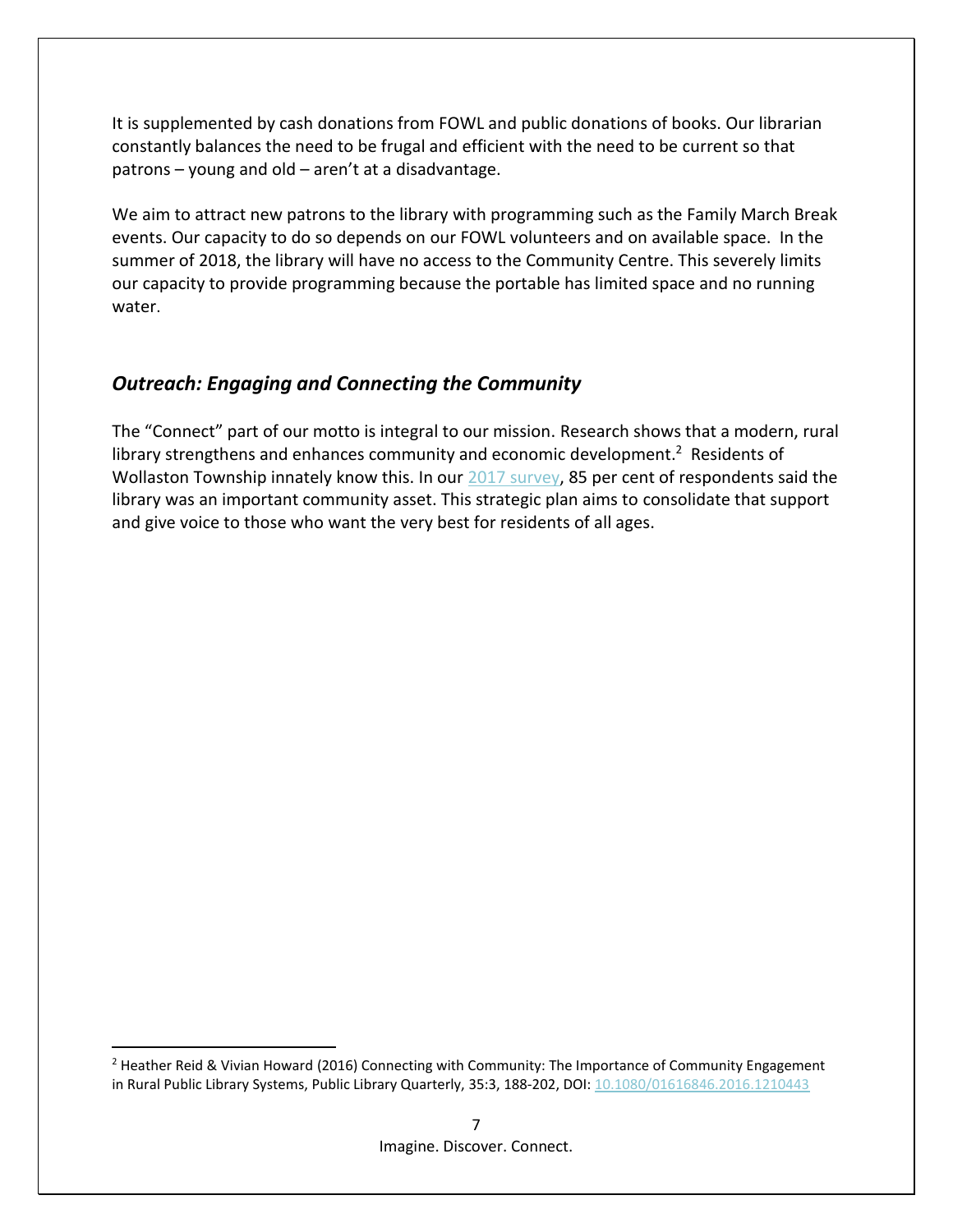It is supplemented by cash donations from FOWL and public donations of books. Our librarian constantly balances the need to be frugal and efficient with the need to be current so that patrons – young and old – aren't at a disadvantage.

We aim to attract new patrons to the library with programming such as the Family March Break events. Our capacity to do so depends on our FOWL volunteers and on available space. In the summer of 2018, the library will have no access to the Community Centre. This severely limits our capacity to provide programming because the portable has limited space and no running water.

## *Outreach: Engaging and Connecting the Community*

The "Connect" part of our motto is integral to our mission. Research shows that a modern, rural library strengthens and enhances community and economic development.[2] Residents of Wollaston Township innately know this. In our 2017 survey, 85 per cent of respondents said the library was an important community asset. This strategic plan aims to consolidate that support and give voice to those who want the very best for residents of all ages.

---

[2] Heather Reid & Vivian Howard (2016) Connecting with Community: The Importance of Community Engagement in Rural Public Library Systems, Public Library Quarterly, 35:3, 188-202, DOI: 10.1080/01616846.2016.1210443

Imagine. Discover. Connect.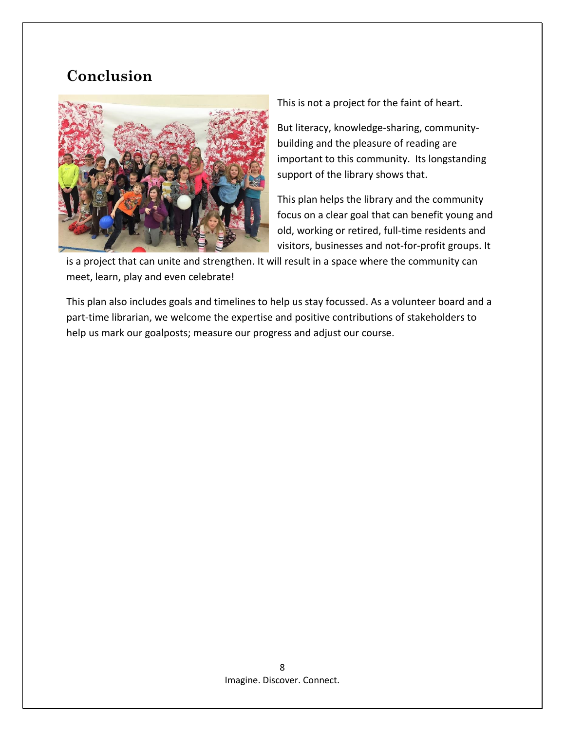## Conclusion

This is not a project for the faint of heart.

But literacy, knowledge-sharing, community-building and the pleasure of reading are important to this community. Its longstanding support of the library shows that.

This plan helps the library and the community focus on a clear goal that can benefit young and old, working or retired, full-time residents and visitors, businesses and not-for-profit groups. It is a project that can unite and strengthen. It will result in a space where the community can meet, learn, play and even celebrate!

This plan also includes goals and timelines to help us stay focussed. As a volunteer board and a part-time librarian, we welcome the expertise and positive contributions of stakeholders to help us mark our goalposts; measure our progress and adjust our course.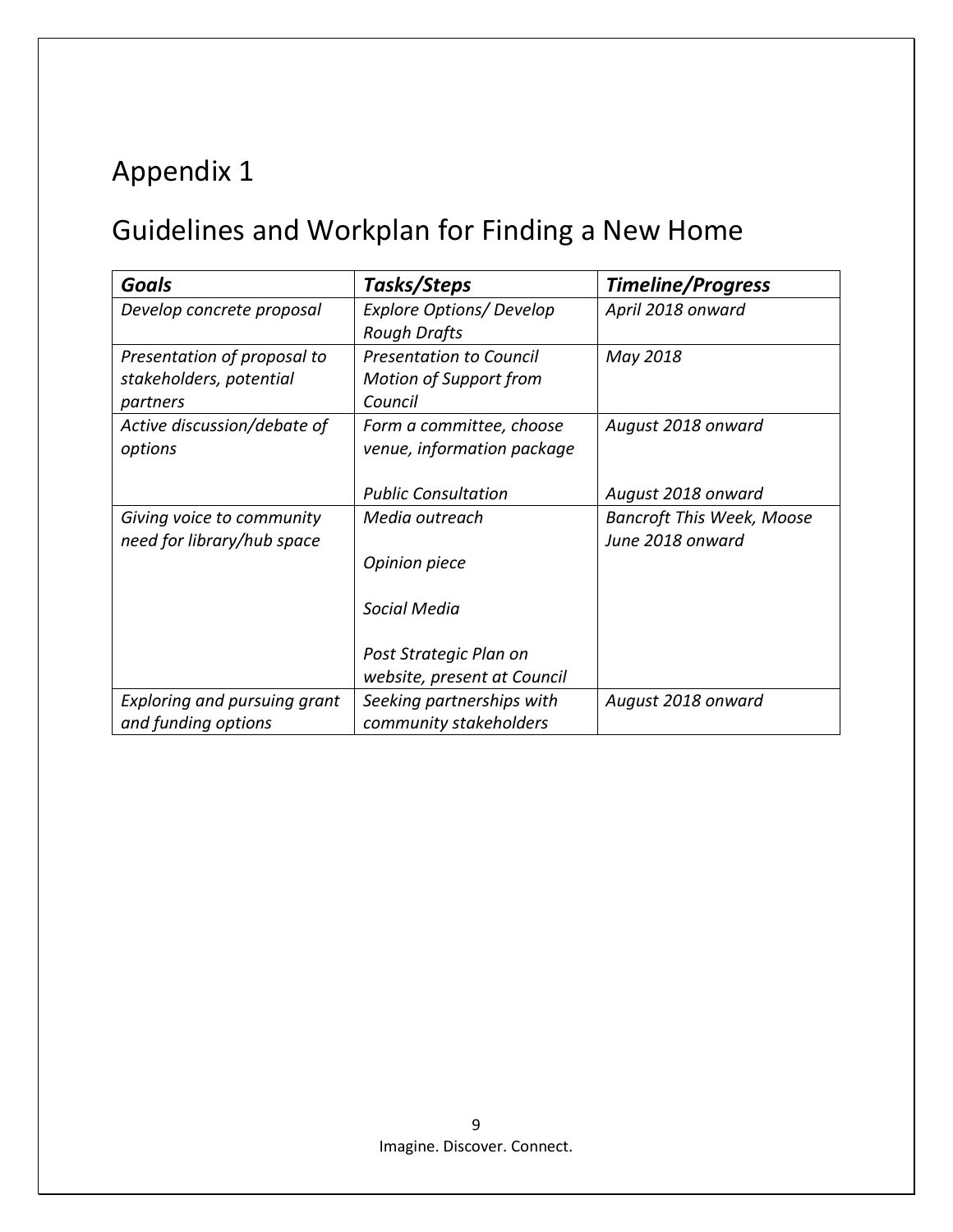# Appendix 1

## Guidelines and Workplan for Finding a New Home

| ***Goals*** | ***Tasks/Steps*** | ***Timeline/Progress*** |
| --- | --- | --- |
| *Develop concrete proposal* | *Explore Options/ Develop Rough Drafts* | *April 2018 onward* |
| *Presentation of proposal to stakeholders, potential partners* | *Presentation to Council Motion of Support from Council* | *May 2018* |
| *Active discussion/debate of options* | *Form a committee, choose venue, information package* | *August 2018 onward* |
| | *Public Consultation* | *August 2018 onward* |
| *Giving voice to community need for library/hub space* | *Media outreach*<br><br>*Opinion piece*<br><br>*Social Media*<br><br>*Post Strategic Plan on website, present at Council* | *Bancroft This Week, Moose June 2018 onward* |
| *Exploring and pursuing grant and funding options* | *Seeking partnerships with community stakeholders* | *August 2018 onward* |

Imagine. Discover. Connect.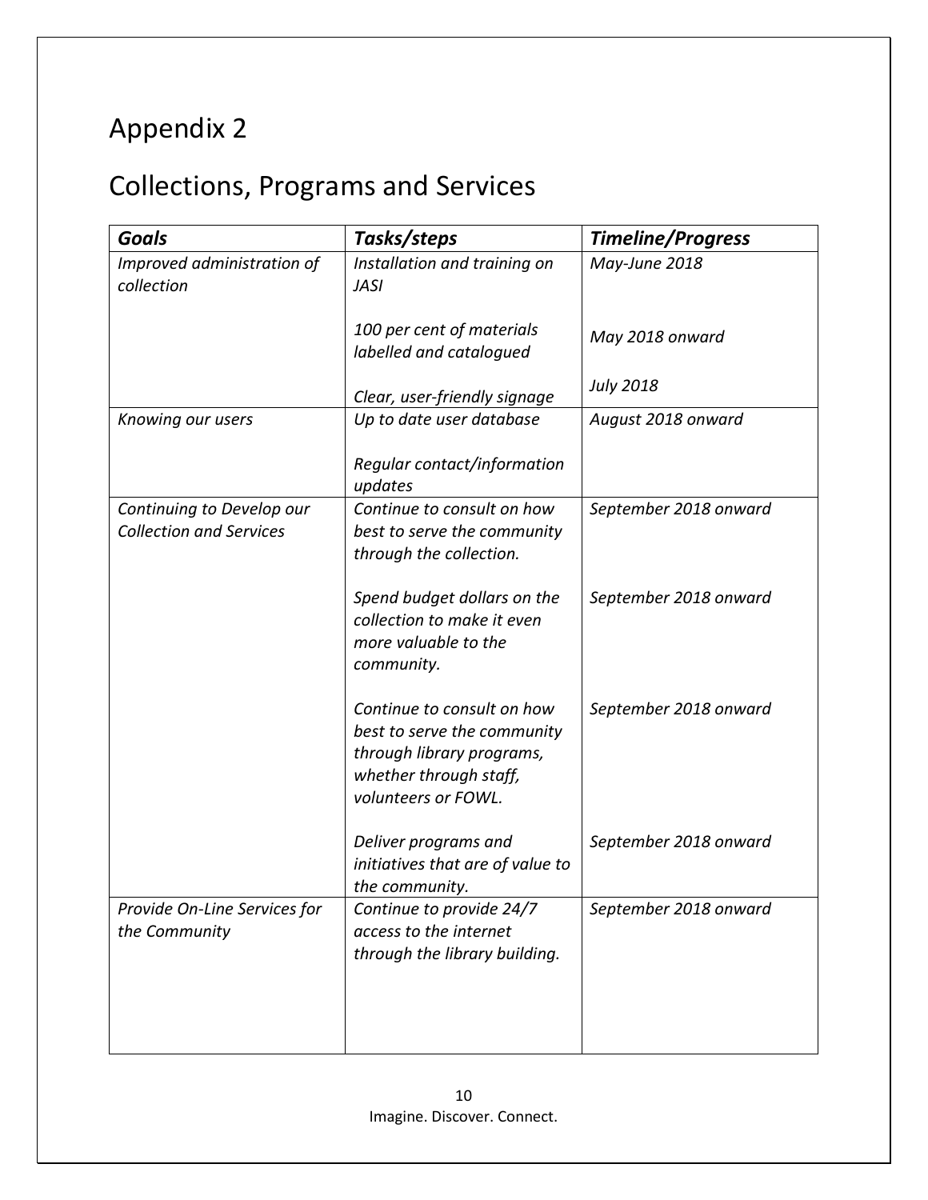# Appendix 2

## Collections, Programs and Services

| *Goals* | *Tasks/steps* | *Timeline/Progress* |
|---|---|---|
| *Improved administration of collection* | *Installation and training on JASI* | *May-June 2018* |
| | *100 per cent of materials labelled and catalogued* | *May 2018 onward* |
| | *Clear, user-friendly signage* | *July 2018* |
| *Knowing our users* | *Up to date user database* | *August 2018 onward* |
| | *Regular contact/information updates* | |
| *Continuing to Develop our Collection and Services* | *Continue to consult on how best to serve the community through the collection.* | *September 2018 onward* |
| | *Spend budget dollars on the collection to make it even more valuable to the community.* | *September 2018 onward* |
| | *Continue to consult on how best to serve the community through library programs, whether through staff, volunteers or FOWL.* | *September 2018 onward* |
| | *Deliver programs and initiatives that are of value to the community.* | *September 2018 onward* |
| *Provide On-Line Services for the Community* | *Continue to provide 24/7 access to the internet through the library building.* | *September 2018 onward* |

Imagine. Discover. Connect.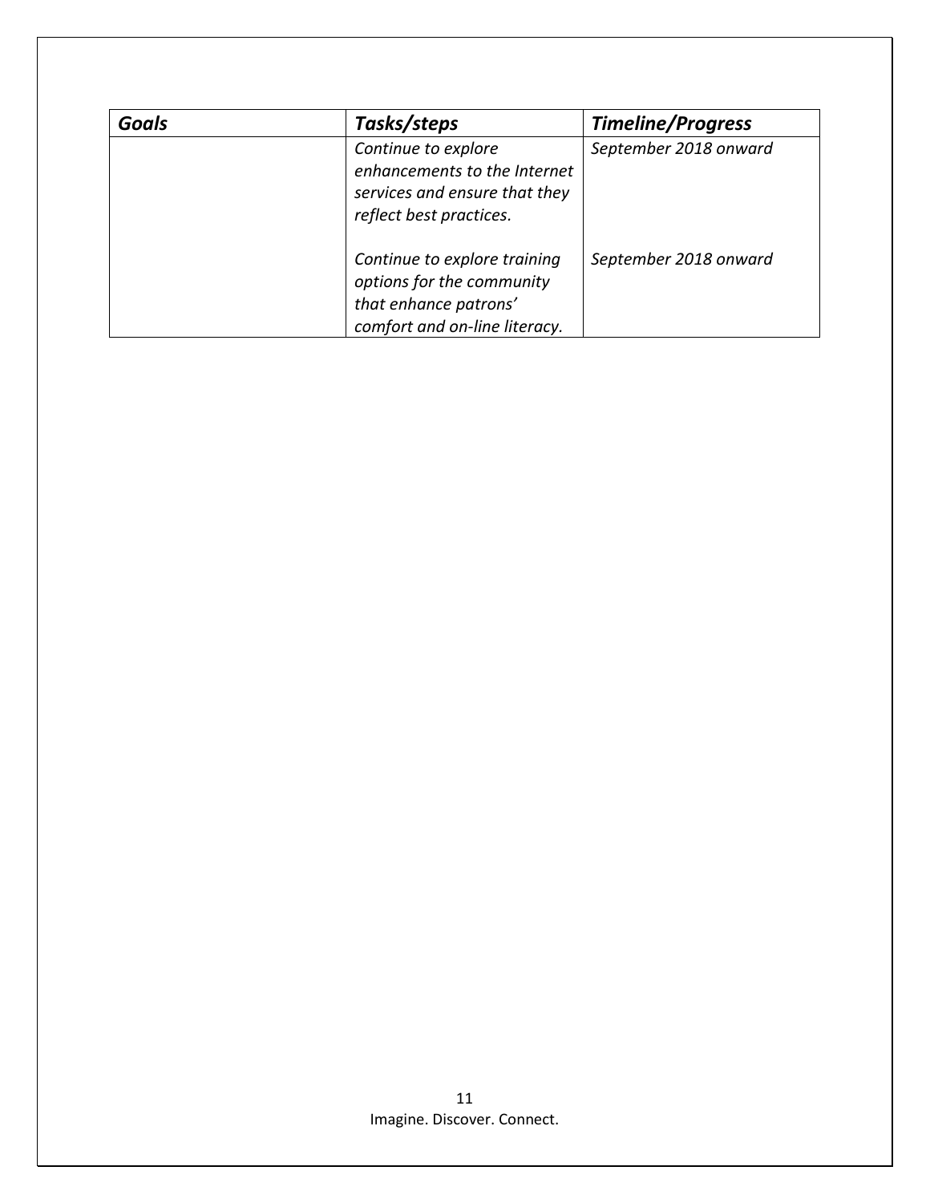| ***Goals*** | ***Tasks/steps*** | ***Timeline/Progress*** |
|---|---|---|
| | *Continue to explore enhancements to the Internet services and ensure that they reflect best practices.* | *September 2018 onward* |
| | *Continue to explore training options for the community that enhance patrons' comfort and on-line literacy.* | *September 2018 onward* |

Imagine. Discover. Connect.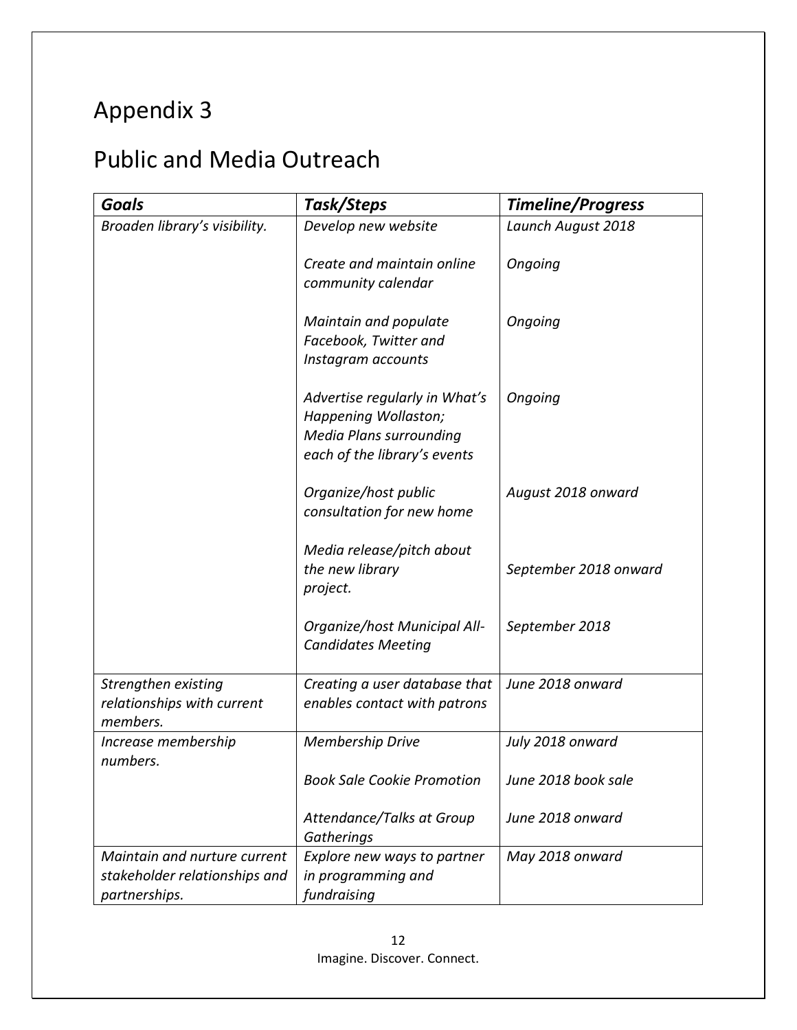# Appendix 3

## Public and Media Outreach

| *Goals* | *Task/Steps* | *Timeline/Progress* |
|---|---|---|
| *Broaden library's visibility.* | *Develop new website* | *Launch August 2018* |
| | *Create and maintain online community calendar* | *Ongoing* |
| | *Maintain and populate Facebook, Twitter and Instagram accounts* | *Ongoing* |
| | *Advertise regularly in What's Happening Wollaston; Media Plans surrounding each of the library's events* | *Ongoing* |
| | *Organize/host public consultation for new home* | *August 2018 onward* |
| | *Media release/pitch about the new library project.* | *September 2018 onward* |
| | *Organize/host Municipal All-Candidates Meeting* | *September 2018* |
| *Strengthen existing relationships with current members.* | *Creating a user database that enables contact with patrons* | *June 2018 onward* |
| *Increase membership numbers.* | *Membership Drive* | *July 2018 onward* |
| | *Book Sale Cookie Promotion* | *June 2018 book sale* |
| | *Attendance/Talks at Group Gatherings* | *June 2018 onward* |
| *Maintain and nurture current stakeholder relationships and partnerships.* | *Explore new ways to partner in programming and fundraising* | *May 2018 onward* |

Imagine. Discover. Connect.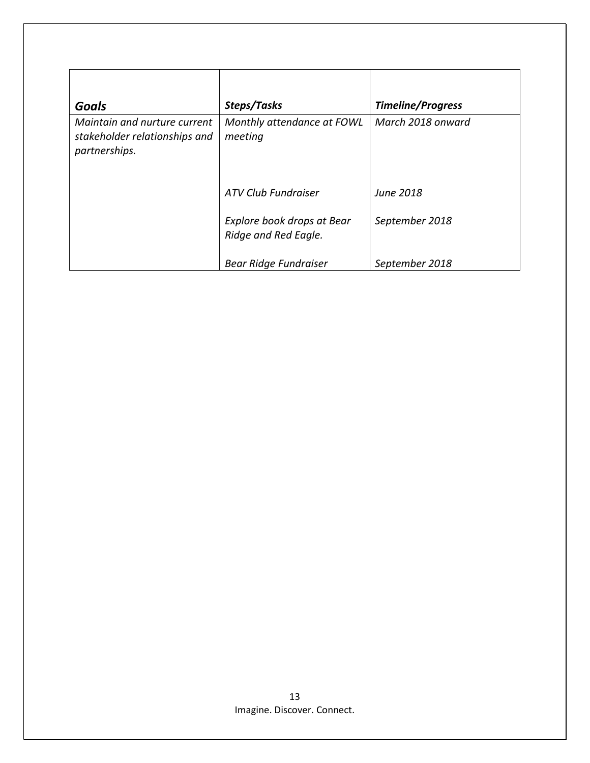| *Goals* | *Steps/Tasks* | *Timeline/Progress* |
| --- | --- | --- |
| *Maintain and nurture current stakeholder relationships and partnerships.* | *Monthly attendance at FOWL meeting* | *March 2018 onward* |
| | *ATV Club Fundraiser* | *June 2018* |
| | *Explore book drops at Bear Ridge and Red Eagle.* | *September 2018* |
| | *Bear Ridge Fundraiser* | *September 2018* |

Imagine. Discover. Connect.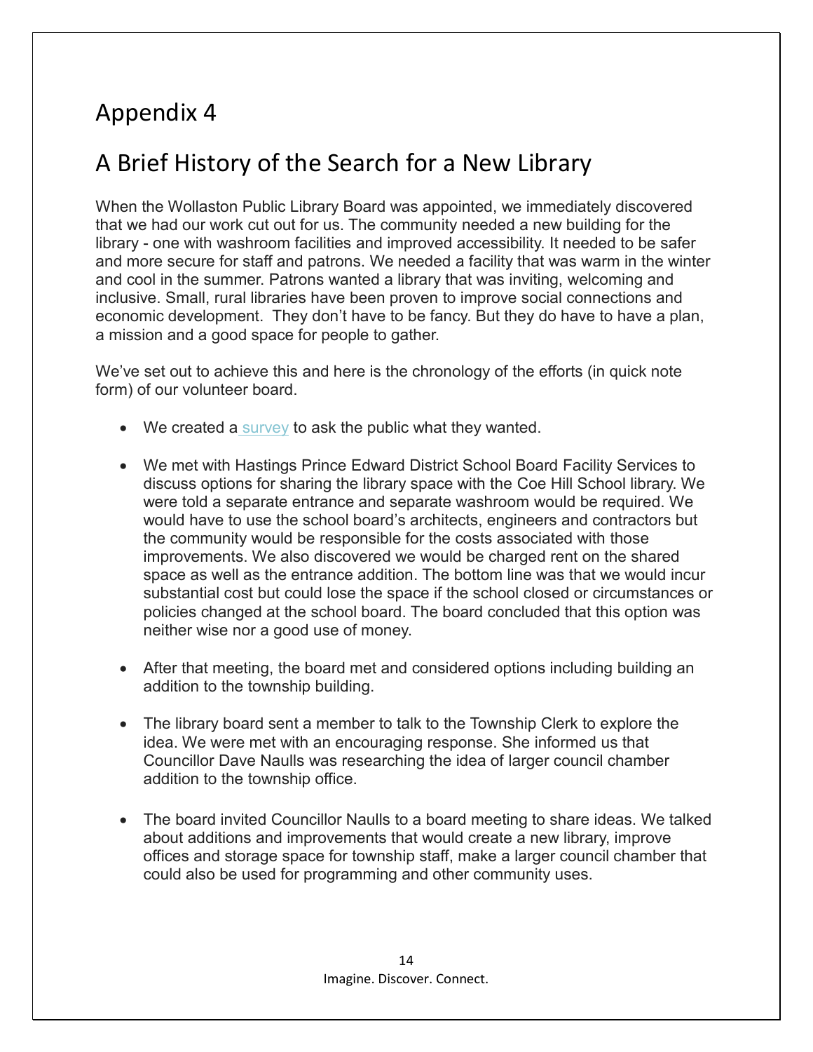# Appendix 4

## A Brief History of the Search for a New Library

When the Wollaston Public Library Board was appointed, we immediately discovered that we had our work cut out for us. The community needed a new building for the library - one with washroom facilities and improved accessibility. It needed to be safer and more secure for staff and patrons. We needed a facility that was warm in the winter and cool in the summer. Patrons wanted a library that was inviting, welcoming and inclusive. Small, rural libraries have been proven to improve social connections and economic development. They don't have to be fancy. But they do have to have a plan, a mission and a good space for people to gather.

We've set out to achieve this and here is the chronology of the efforts (in quick note form) of our volunteer board.

- We created a survey to ask the public what they wanted.
- We met with Hastings Prince Edward District School Board Facility Services to discuss options for sharing the library space with the Coe Hill School library. We were told a separate entrance and separate washroom would be required. We would have to use the school board's architects, engineers and contractors but the community would be responsible for the costs associated with those improvements. We also discovered we would be charged rent on the shared space as well as the entrance addition. The bottom line was that we would incur substantial cost but could lose the space if the school closed or circumstances or policies changed at the school board. The board concluded that this option was neither wise nor a good use of money.
- After that meeting, the board met and considered options including building an addition to the township building.
- The library board sent a member to talk to the Township Clerk to explore the idea. We were met with an encouraging response. She informed us that Councillor Dave Naulls was researching the idea of larger council chamber addition to the township office.
- The board invited Councillor Naulls to a board meeting to share ideas. We talked about additions and improvements that would create a new library, improve offices and storage space for township staff, make a larger council chamber that could also be used for programming and other community uses.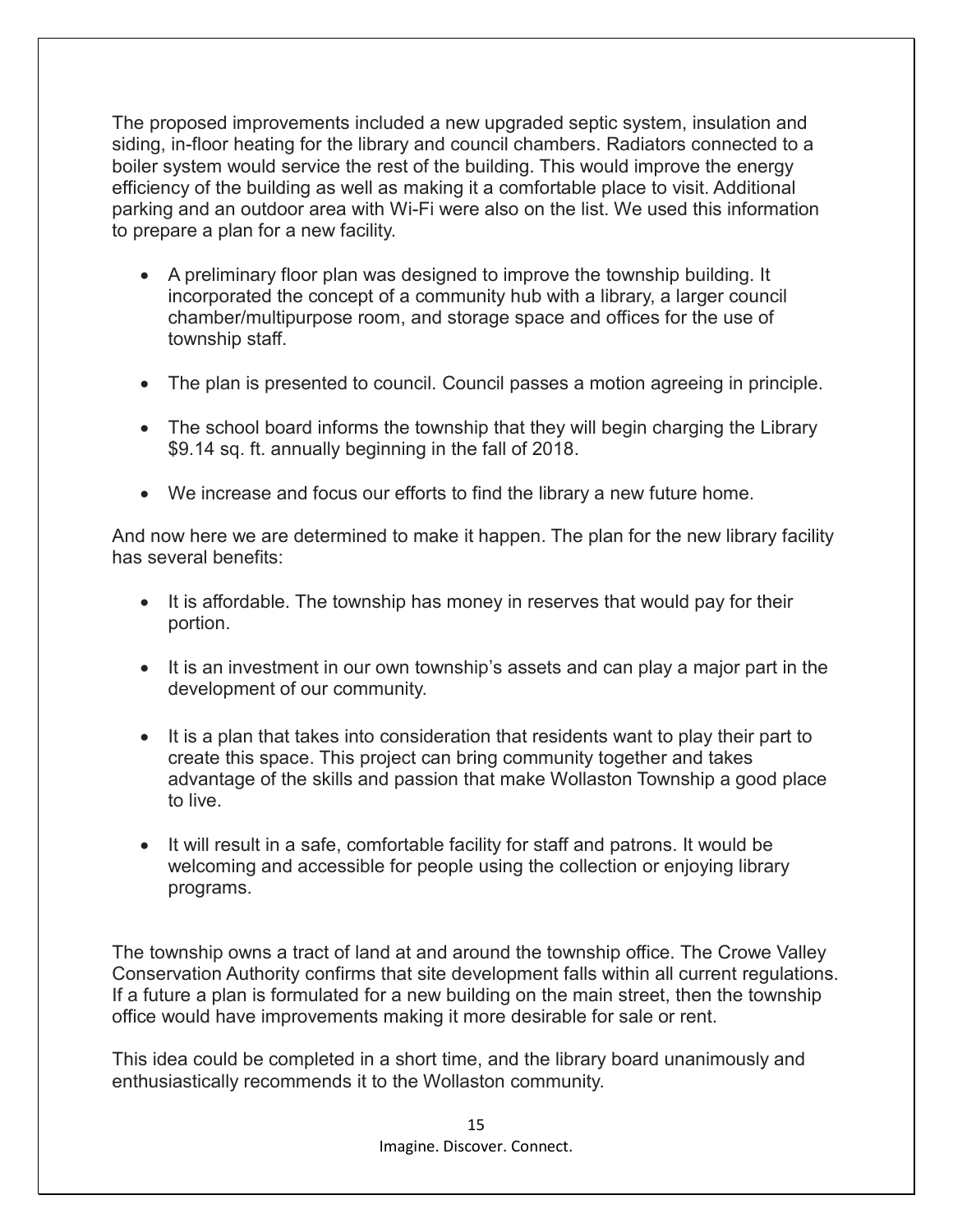The proposed improvements included a new upgraded septic system, insulation and siding, in-floor heating for the library and council chambers. Radiators connected to a boiler system would service the rest of the building. This would improve the energy efficiency of the building as well as making it a comfortable place to visit. Additional parking and an outdoor area with Wi-Fi were also on the list. We used this information to prepare a plan for a new facility.

- A preliminary floor plan was designed to improve the township building. It incorporated the concept of a community hub with a library, a larger council chamber/multipurpose room, and storage space and offices for the use of township staff.
- The plan is presented to council. Council passes a motion agreeing in principle.
- The school board informs the township that they will begin charging the Library $9.14 sq. ft. annually beginning in the fall of 2018.
- We increase and focus our efforts to find the library a new future home.

And now here we are determined to make it happen. The plan for the new library facility has several benefits:

- It is affordable. The township has money in reserves that would pay for their portion.
- It is an investment in our own township's assets and can play a major part in the development of our community.
- It is a plan that takes into consideration that residents want to play their part to create this space. This project can bring community together and takes advantage of the skills and passion that make Wollaston Township a good place to live.
- It will result in a safe, comfortable facility for staff and patrons. It would be welcoming and accessible for people using the collection or enjoying library programs.

The township owns a tract of land at and around the township office. The Crowe Valley Conservation Authority confirms that site development falls within all current regulations. If a future a plan is formulated for a new building on the main street, then the township office would have improvements making it more desirable for sale or rent.

This idea could be completed in a short time, and the library board unanimously and enthusiastically recommends it to the Wollaston community.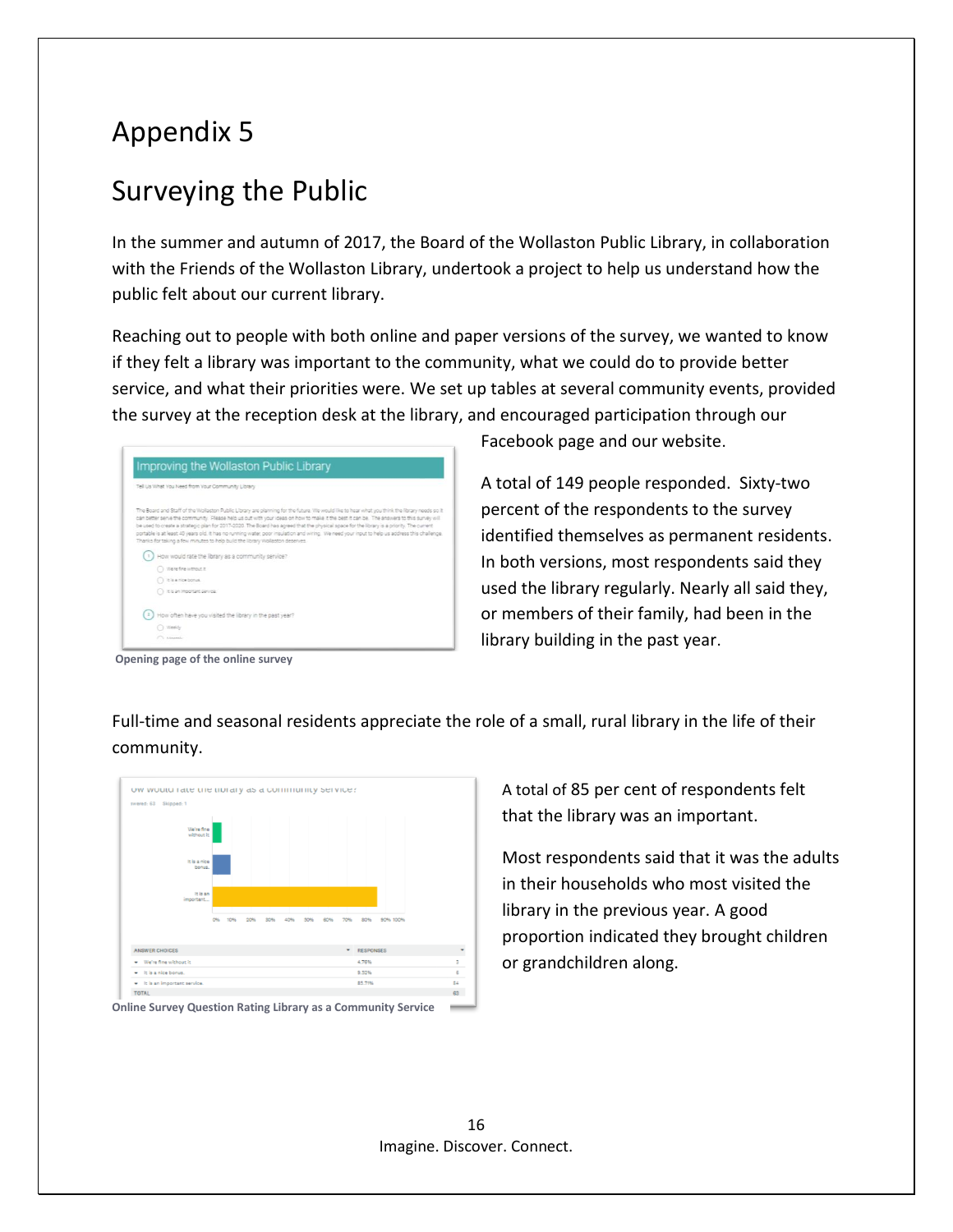# Appendix 5

## Surveying the Public

In the summer and autumn of 2017, the Board of the Wollaston Public Library, in collaboration with the Friends of the Wollaston Library, undertook a project to help us understand how the public felt about our current library.

Reaching out to people with both online and paper versions of the survey, we wanted to know if they felt a library was important to the community, what we could do to provide better service, and what their priorities were. We set up tables at several community events, provided the survey at the reception desk at the library, and encouraged participation through our Facebook page and our website.

Opening page of the online survey

A total of 149 people responded. Sixty-two percent of the respondents to the survey identified themselves as permanent residents. In both versions, most respondents said they used the library regularly. Nearly all said they, or members of their family, had been in the library building in the past year.

Full-time and seasonal residents appreciate the role of a small, rural library in the life of their community.

Online Survey Question Rating Library as a Community Service

A total of 85 per cent of respondents felt that the library was an important.

Most respondents said that it was the adults in their households who most visited the library in the previous year. A good proportion indicated they brought children or grandchildren along.

Imagine. Discover. Connect.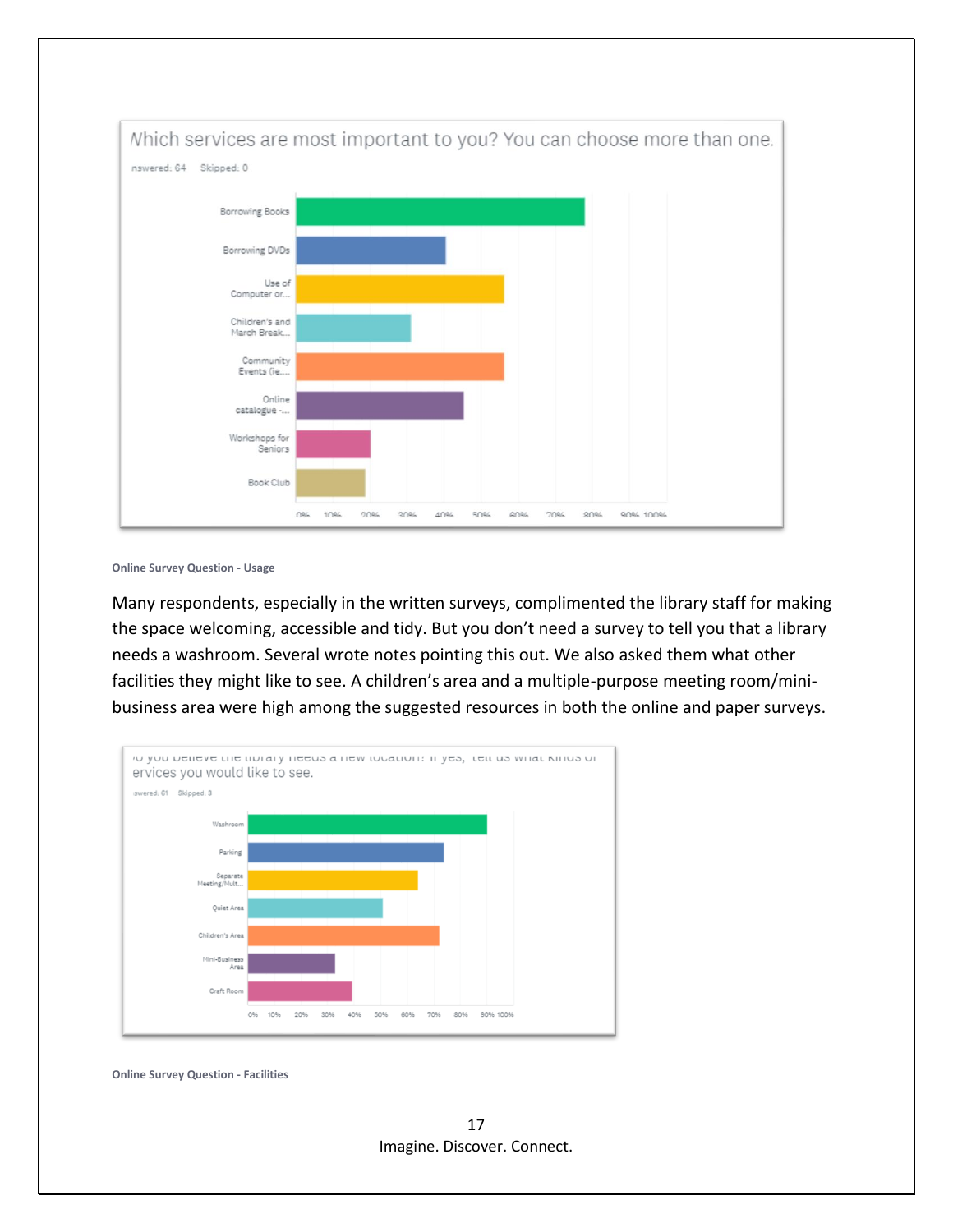Which services are most important to you? You can choose more than one.

Answered: 64 Skipped: 0

Borrowing Books

Borrowing DVDs

Use of Computer or...

Children's and March Break...

Community Events (ie....

Online catalogue -...

Workshops for Seniors

Book Club

0% 10% 20% 30% 40% 50% 60% 70% 80% 90% 100%

**Online Survey Question - Usage**

Many respondents, especially in the written surveys, complimented the library staff for making the space welcoming, accessible and tidy. But you don't need a survey to tell you that a library needs a washroom. Several wrote notes pointing this out. We also asked them what other facilities they might like to see. A children's area and a multiple-purpose meeting room/mini-business area were high among the suggested resources in both the online and paper surveys.

Do you believe the library needs a new location? If yes, tell us what kinds of services you would like to see.

Answered: 61 Skipped: 3

Washroom

Parking

Separate Meeting/Mult...

Quiet Area

Children's Area

Mini-Business Area

Craft Room

0% 10% 20% 30% 40% 50% 60% 70% 80% 90% 100%

**Online Survey Question - Facilities**